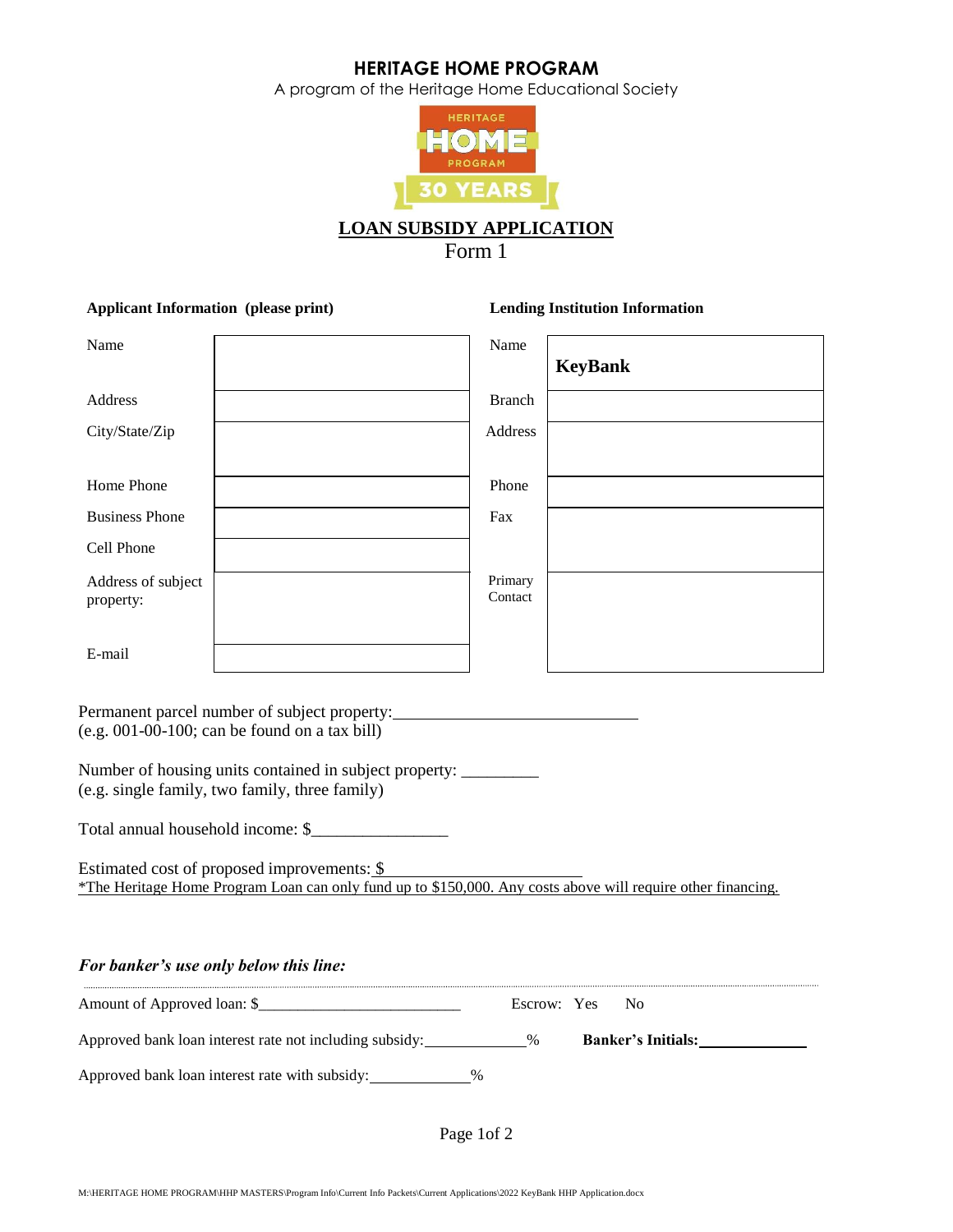# HERITAGE HOME PROGRAM

A program of the Heritage Home Educational Society

## LOAN SUBSIDY APPLICATION

Form 1

| **Applicant Information (please print)** | | **Lending Institution Information** | |
|---|---|---|---|
| Name | | Name | **KeyBank** |
| Address | | Branch | |
| City/State/Zip | | Address | |
| Home Phone | | Phone | |
| Business Phone | | Fax | |
| Cell Phone | | | |
| Address of subject property: | | Primary Contact | |
| E-mail | | | |

Permanent parcel number of subject property:____________________________
(e.g. 001-00-100; can be found on a tax bill)

Number of housing units contained in subject property: _________
(e.g. single family, two family, three family)

Total annual household income: $________________

Estimated cost of proposed improvements: $________________________
*The Heritage Home Program Loan can only fund up to $150,000. Any costs above will require other financing.

***For banker's use only below this line:***

Amount of Approved loan: $__________________________ Escrow: Yes No

Approved bank loan interest rate not including subsidy:____________% **Banker's Initials:**_____________

Approved bank loan interest rate with subsidy:____________%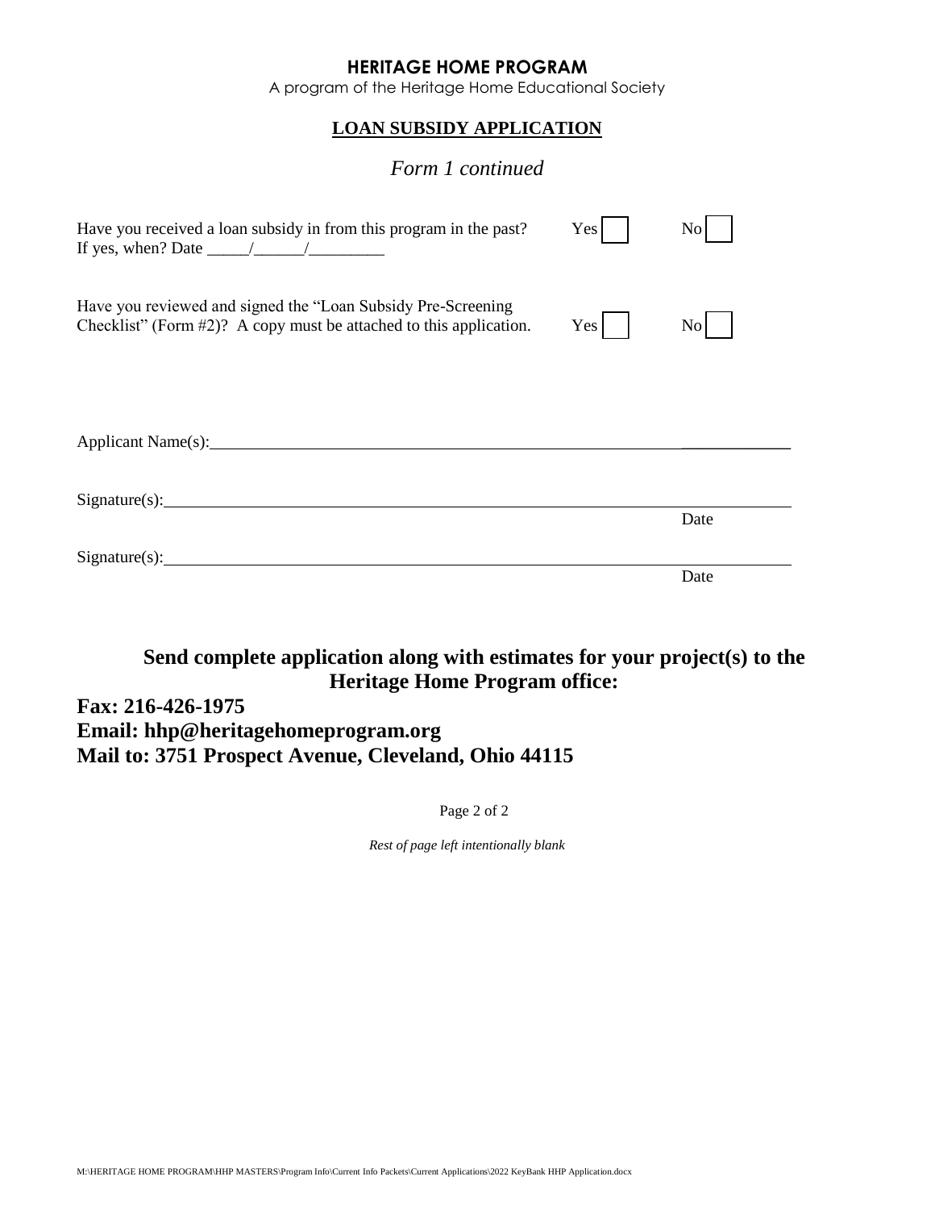**HERITAGE HOME PROGRAM**

A program of the Heritage Home Educational Society

## LOAN SUBSIDY APPLICATION

*Form 1 continued*

Have you received a loan subsidy in from this program in the past? Yes ☐ No ☐
If yes, when? Date _____/______/_________

Have you reviewed and signed the "Loan Subsidy Pre-Screening Checklist" (Form #2)? A copy must be attached to this application. Yes ☐ No ☐

Applicant Name(s): ____________________________________________

Signature(s): ____________________________________________ Date

Signature(s): ____________________________________________ Date

**Send complete application along with estimates for your project(s) to the Heritage Home Program office:**

**Fax: 216-426-1975**
**Email: hhp@heritagehomeprogram.org**
**Mail to: 3751 Prospect Avenue, Cleveland, Ohio 44115**

*Rest of page left intentionally blank*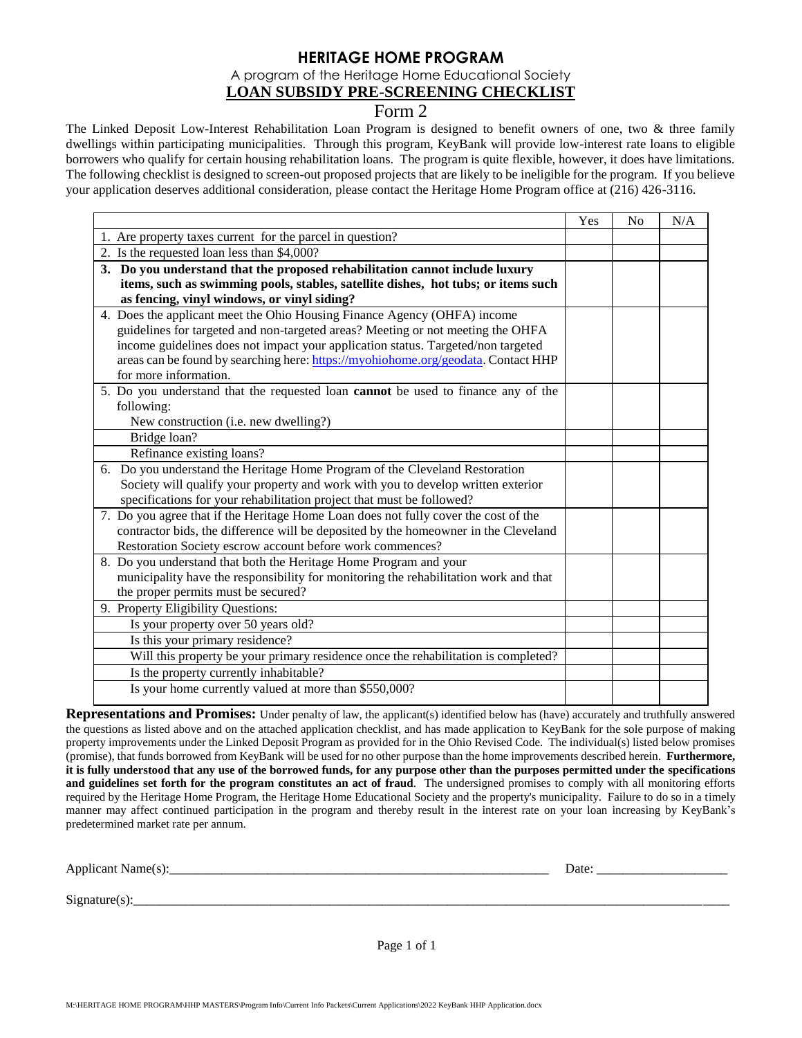# HERITAGE HOME PROGRAM

A program of the Heritage Home Educational Society

## LOAN SUBSIDY PRE-SCREENING CHECKLIST

Form 2

The Linked Deposit Low-Interest Rehabilitation Loan Program is designed to benefit owners of one, two & three family dwellings within participating municipalities. Through this program, KeyBank will provide low-interest rate loans to eligible borrowers who qualify for certain housing rehabilitation loans. The program is quite flexible, however, it does have limitations. The following checklist is designed to screen-out proposed projects that are likely to be ineligible for the program. If you believe your application deserves additional consideration, please contact the Heritage Home Program office at (216) 426-3116.

| | Yes | No | N/A |
|---|---|---|---|
| 1. Are property taxes current for the parcel in question? | | | |
| 2. Is the requested loan less than $4,000? | | | |
| **3. Do you understand that the proposed rehabilitation cannot include luxury items, such as swimming pools, stables, satellite dishes, hot tubs; or items such as fencing, vinyl windows, or vinyl siding?** | | | |
| 4. Does the applicant meet the Ohio Housing Finance Agency (OHFA) income guidelines for targeted and non-targeted areas? Meeting or not meeting the OHFA income guidelines does not impact your application status. Targeted/non targeted areas can be found by searching here: https://myohiohome.org/geodata. Contact HHP for more information. | | | |
| 5. Do you understand that the requested loan **cannot** be used to finance any of the following: New construction (i.e. new dwelling?) | | | |
| Bridge loan? | | | |
| Refinance existing loans? | | | |
| 6. Do you understand the Heritage Home Program of the Cleveland Restoration Society will qualify your property and work with you to develop written exterior specifications for your rehabilitation project that must be followed? | | | |
| 7. Do you agree that if the Heritage Home Loan does not fully cover the cost of the contractor bids, the difference will be deposited by the homeowner in the Cleveland Restoration Society escrow account before work commences? | | | |
| 8. Do you understand that both the Heritage Home Program and your municipality have the responsibility for monitoring the rehabilitation work and that the proper permits must be secured? | | | |
| 9. Property Eligibility Questions: | | | |
| Is your property over 50 years old? | | | |
| Is this your primary residence? | | | |
| Will this property be your primary residence once the rehabilitation is completed? | | | |
| Is the property currently inhabitable? | | | |
| Is your home currently valued at more than $550,000? | | | |

**Representations and Promises:** Under penalty of law, the applicant(s) identified below has (have) accurately and truthfully answered the questions as listed above and on the attached application checklist, and has made application to KeyBank for the sole purpose of making property improvements under the Linked Deposit Program as provided for in the Ohio Revised Code. The individual(s) listed below promises (promise), that funds borrowed from KeyBank will be used for no other purpose than the home improvements described herein. **Furthermore, it is fully understood that any use of the borrowed funds, for any purpose other than the purposes permitted under the specifications and guidelines set forth for the program constitutes an act of fraud**. The undersigned promises to comply with all monitoring efforts required by the Heritage Home Program, the Heritage Home Educational Society and the property's municipality. Failure to do so in a timely manner may affect continued participation in the program and thereby result in the interest rate on your loan increasing by KeyBank's predetermined market rate per annum.

Applicant Name(s):______________________________________________ Date: ____________________

Signature(s):______________________________________________________________________________

M:\HERITAGE HOME PROGRAM\HHP MASTERS\Program Info\Current Info Packets\Current Applications\2022 KeyBank HHP Application.docx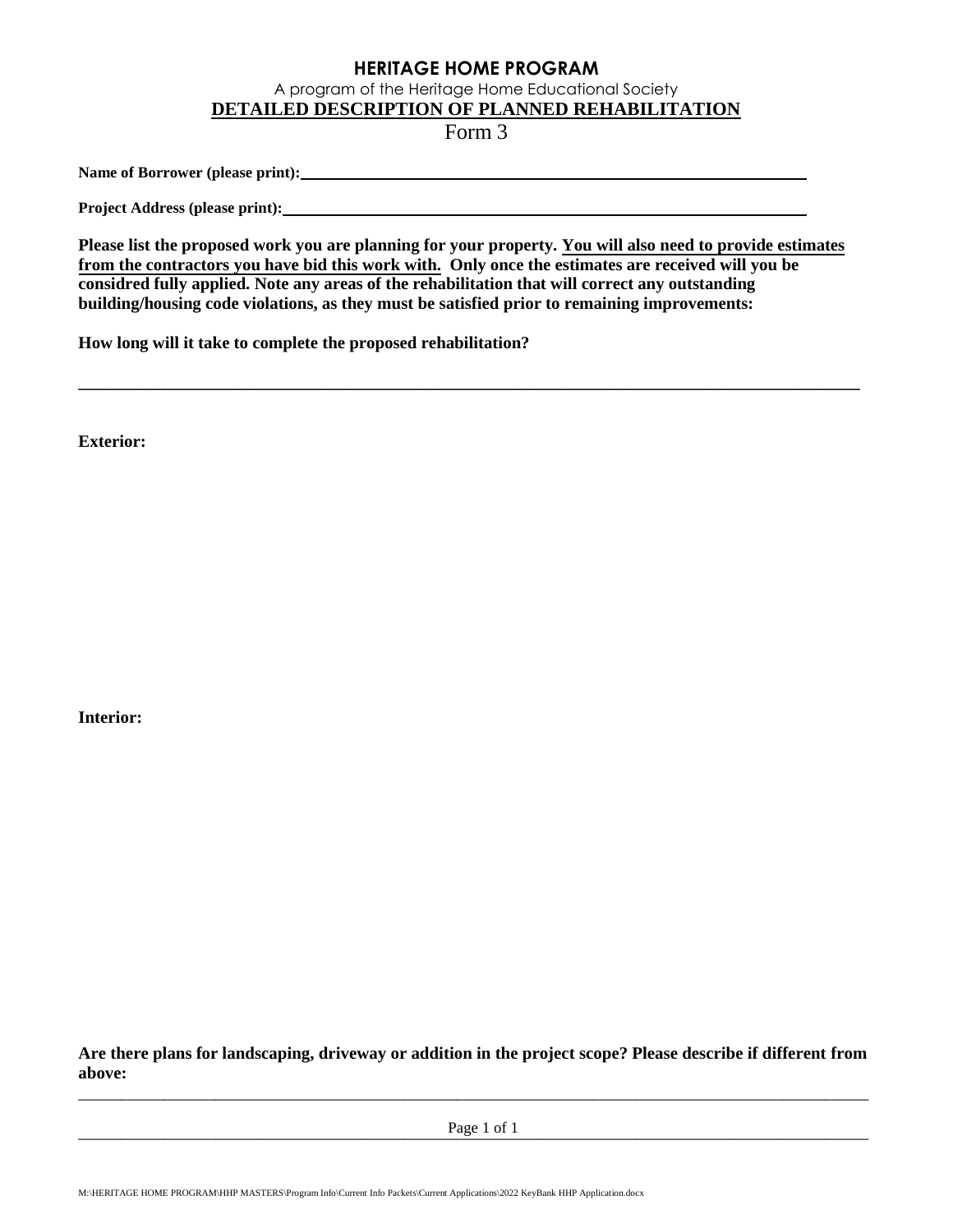# HERITAGE HOME PROGRAM

A program of the Heritage Home Educational Society

## DETAILED DESCRIPTION OF PLANNED REHABILITATION

Form 3

**Name of Borrower (please print):** ______________________________________________

**Project Address (please print):** ______________________________________________

**Please list the proposed work you are planning for your property. <u>You will also need to provide estimates from the contractors you have bid this work with.</u> Only once the estimates are received will you be considred fully applied. Note any areas of the rehabilitation that will correct any outstanding building/housing code violations, as they must be satisfied prior to remaining improvements:**

**How long will it take to complete the proposed rehabilitation?**

______________________________________________________________________________

**Exterior:**

**Interior:**

**Are there plans for landscaping, driveway or addition in the project scope? Please describe if different from above:**

______________________________________________________________________________

M:\HERITAGE HOME PROGRAM\HHP MASTERS\Program Info\Current Info Packets\Current Applications\2022 KeyBank HHP Application.docx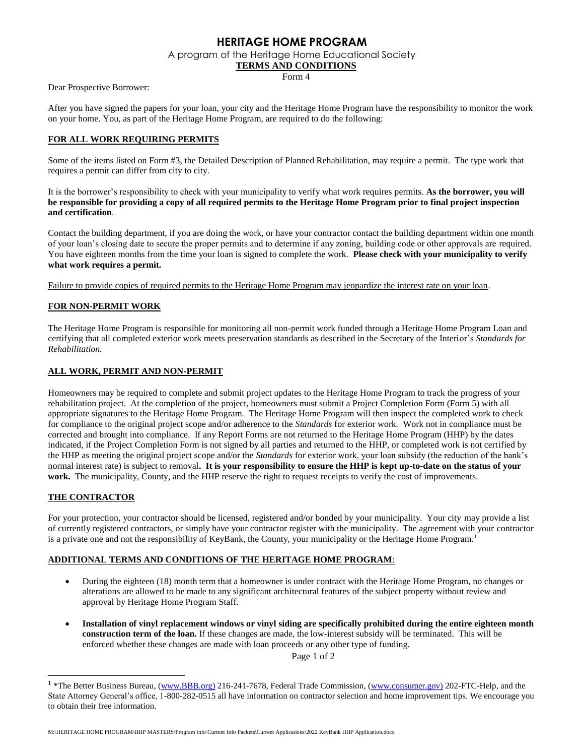# HERITAGE HOME PROGRAM

A program of the Heritage Home Educational Society

**TERMS AND CONDITIONS**

Form 4

Dear Prospective Borrower:

After you have signed the papers for your loan, your city and the Heritage Home Program have the responsibility to monitor the work on your home. You, as part of the Heritage Home Program, are required to do the following:

## FOR ALL WORK REQUIRING PERMITS

Some of the items listed on Form #3, the Detailed Description of Planned Rehabilitation, may require a permit. The type work that requires a permit can differ from city to city.

It is the borrower's responsibility to check with your municipality to verify what work requires permits. **As the borrower, you will be responsible for providing a copy of all required permits to the Heritage Home Program prior to final project inspection and certification**.

Contact the building department, if you are doing the work, or have your contractor contact the building department within one month of your loan's closing date to secure the proper permits and to determine if any zoning, building code or other approvals are required. You have eighteen months from the time your loan is signed to complete the work. **Please check with your municipality to verify what work requires a permit.**

<u>Failure to provide copies of required permits to the Heritage Home Program may jeopardize the interest rate on your loan</u>.

## FOR NON-PERMIT WORK

The Heritage Home Program is responsible for monitoring all non-permit work funded through a Heritage Home Program Loan and certifying that all completed exterior work meets preservation standards as described in the Secretary of the Interior's *Standards for Rehabilitation.*

## ALL WORK, PERMIT AND NON-PERMIT

Homeowners may be required to complete and submit project updates to the Heritage Home Program to track the progress of your rehabilitation project. At the completion of the project, homeowners must submit a Project Completion Form (Form 5) with all appropriate signatures to the Heritage Home Program. The Heritage Home Program will then inspect the completed work to check for compliance to the original project scope and/or adherence to the *Standards* for exterior work. Work not in compliance must be corrected and brought into compliance. If any Report Forms are not returned to the Heritage Home Program (HHP) by the dates indicated, if the Project Completion Form is not signed by all parties and returned to the HHP, or completed work is not certified by the HHP as meeting the original project scope and/or the *Standards* for exterior work, your loan subsidy (the reduction of the bank's normal interest rate) is subject to removal**. It is your responsibility to ensure the HHP is kept up-to-date on the status of your work.** The municipality, County, and the HHP reserve the right to request receipts to verify the cost of improvements.

## THE CONTRACTOR

For your protection, your contractor should be licensed, registered and/or bonded by your municipality. Your city may provide a list of currently registered contractors, or simply have your contractor register with the municipality. The agreement with your contractor is a private one and not the responsibility of KeyBank, the County, your municipality or the Heritage Home Program.[1]

## ADDITIONAL TERMS AND CONDITIONS OF THE HERITAGE HOME PROGRAM:

- During the eighteen (18) month term that a homeowner is under contract with the Heritage Home Program, no changes or alterations are allowed to be made to any significant architectural features of the subject property without review and approval by Heritage Home Program Staff.
- **Installation of vinyl replacement windows or vinyl siding are specifically prohibited during the entire eighteen month construction term of the loan.** If these changes are made, the low-interest subsidy will be terminated. This will be enforced whether these changes are made with loan proceeds or any other type of funding.

[1] *The Better Business Bureau, (www.BBB.org) 216-241-7678, Federal Trade Commission, (www.consumer.gov) 202-FTC-Help, and the State Attorney General's office, 1-800-282-0515 all have information on contractor selection and home improvement tips. We encourage you to obtain their free information.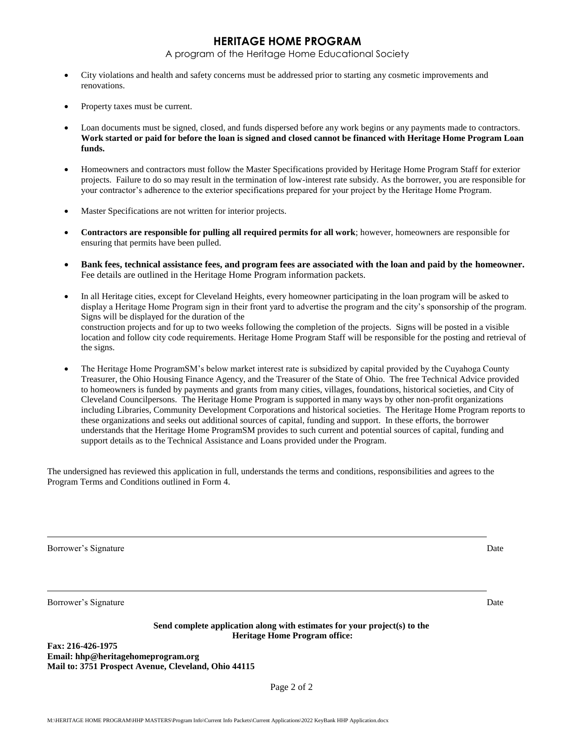# HERITAGE HOME PROGRAM

A program of the Heritage Home Educational Society

- City violations and health and safety concerns must be addressed prior to starting any cosmetic improvements and renovations.
- Property taxes must be current.
- Loan documents must be signed, closed, and funds dispersed before any work begins or any payments made to contractors. **Work started or paid for before the loan is signed and closed cannot be financed with Heritage Home Program Loan funds.**
- Homeowners and contractors must follow the Master Specifications provided by Heritage Home Program Staff for exterior projects. Failure to do so may result in the termination of low-interest rate subsidy. As the borrower, you are responsible for your contractor's adherence to the exterior specifications prepared for your project by the Heritage Home Program.
- Master Specifications are not written for interior projects.
- **Contractors are responsible for pulling all required permits for all work**; however, homeowners are responsible for ensuring that permits have been pulled.
- **Bank fees, technical assistance fees, and program fees are associated with the loan and paid by the homeowner.** Fee details are outlined in the Heritage Home Program information packets.
- In all Heritage cities, except for Cleveland Heights, every homeowner participating in the loan program will be asked to display a Heritage Home Program sign in their front yard to advertise the program and the city's sponsorship of the program. Signs will be displayed for the duration of the construction projects and for up to two weeks following the completion of the projects. Signs will be posted in a visible location and follow city code requirements. Heritage Home Program Staff will be responsible for the posting and retrieval of the signs.
- The Heritage Home ProgramSM's below market interest rate is subsidized by capital provided by the Cuyahoga County Treasurer, the Ohio Housing Finance Agency, and the Treasurer of the State of Ohio. The free Technical Advice provided to homeowners is funded by payments and grants from many cities, villages, foundations, historical societies, and City of Cleveland Councilpersons. The Heritage Home Program is supported in many ways by other non-profit organizations including Libraries, Community Development Corporations and historical societies. The Heritage Home Program reports to these organizations and seeks out additional sources of capital, funding and support. In these efforts, the borrower understands that the Heritage Home ProgramSM provides to such current and potential sources of capital, funding and support details as to the Technical Assistance and Loans provided under the Program.

The undersigned has reviewed this application in full, understands the terms and conditions, responsibilities and agrees to the Program Terms and Conditions outlined in Form 4.

\_\_\_\_\_\_\_\_\_\_\_\_\_\_\_\_\_\_\_\_\_\_\_\_\_\_\_\_\_\_\_\_\_\_\_\_\_\_\_\_\_\_\_\_

Borrower's Signature Date

\_\_\_\_\_\_\_\_\_\_\_\_\_\_\_\_\_\_\_\_\_\_\_\_\_\_\_\_\_\_\_\_\_\_\_\_\_\_\_\_\_\_\_\_

Borrower's Signature Date

**Send complete application along with estimates for your project(s) to the Heritage Home Program office:**

**Fax: 216-426-1975**
**Email: hhp@heritagehomeprogram.org**
**Mail to: 3751 Prospect Avenue, Cleveland, Ohio 44115**

M:\HERITAGE HOME PROGRAM\HHP MASTERS\Program Info\Current Info Packets\Current Applications\2022 KeyBank HHP Application.docx